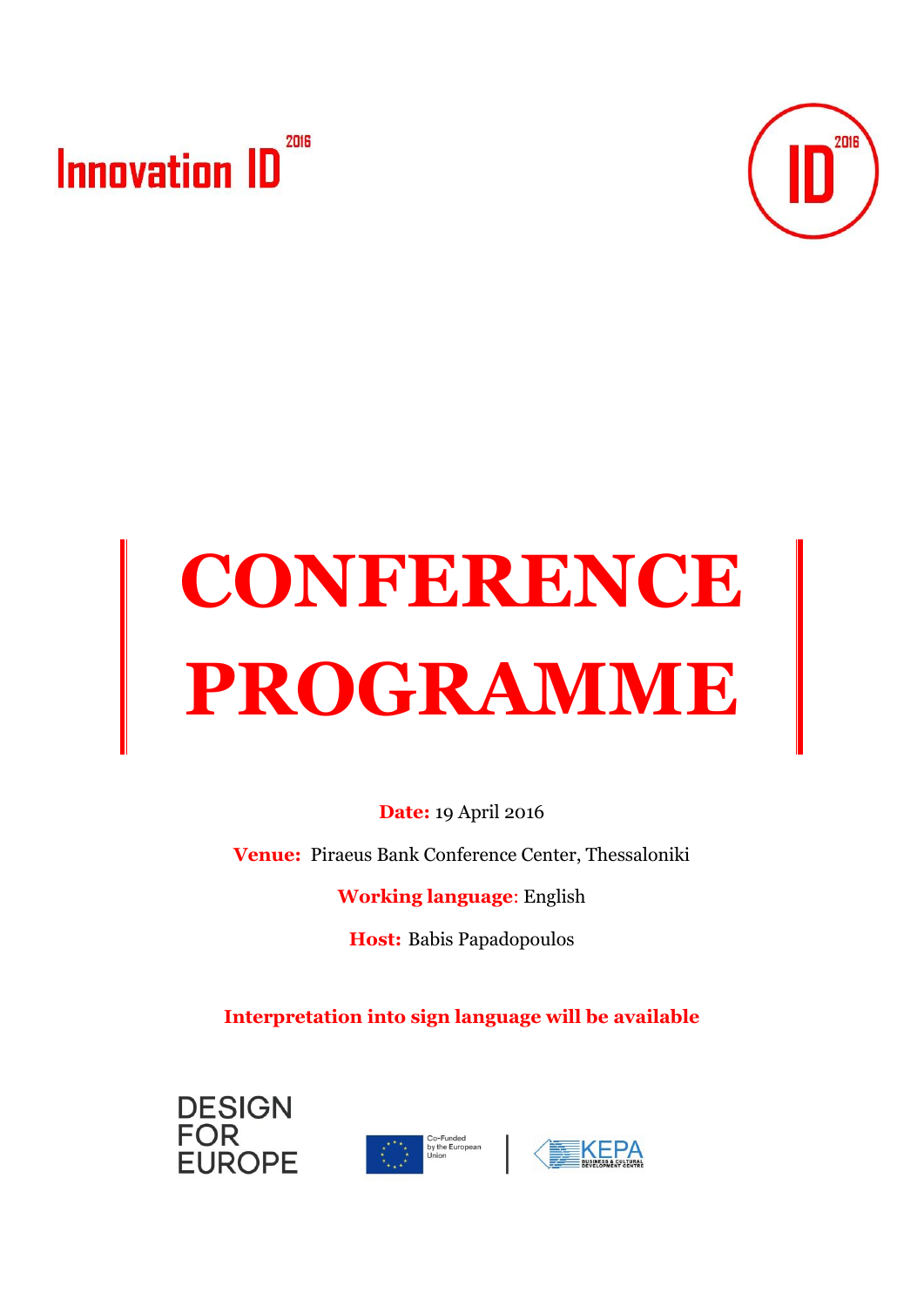Innovation ID 2016

# CONFERENCE PROGRAMME

**Date:** 19 April 2016

**Venue:** Piraeus Bank Conference Center, Thessaloniki

**Working language**: English

**Host:** Babis Papadopoulos

**Interpretation into sign language will be available**

DESIGN FOR EUROPE

Co-Funded by the European Union

KEPA BUSINESS & CULTURAL DEVELOPMENT CENTRE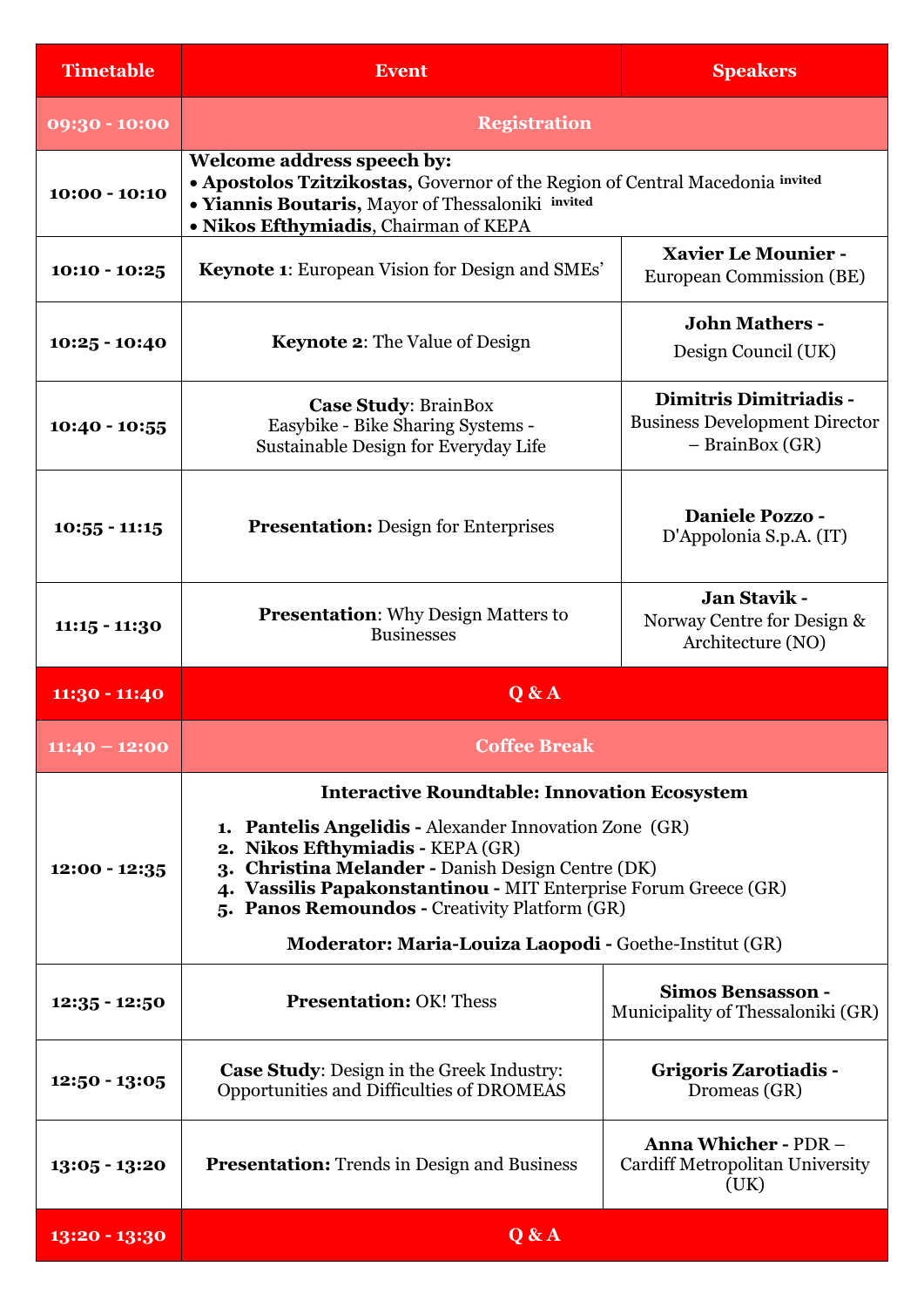| Timetable | Event | Speakers |
|---|---|---|
| 09:30 - 10:00 | Registration | |
| 10:00 - 10:10 | **Welcome address speech by:**<br>• **Apostolos Tzitzikostas,** Governor of the Region of Central Macedonia [invited]<br>• **Yiannis Boutaris,** Mayor of Thessaloniki [invited]<br>• **Nikos Efthymiadis**, Chairman of KEPA | |
| 10:10 - 10:25 | **Keynote 1**: European Vision for Design and SMEs' | **Xavier Le Mounier -** European Commission (BE) |
| 10:25 - 10:40 | **Keynote 2**: The Value of Design | **John Mathers -** Design Council (UK) |
| 10:40 - 10:55 | **Case Study**: BrainBox Easybike - Bike Sharing Systems - Sustainable Design for Everyday Life | **Dimitris Dimitriadis -** Business Development Director – BrainBox (GR) |
| 10:55 - 11:15 | **Presentation:** Design for Enterprises | **Daniele Pozzo -** D'Appolonia S.p.A. (IT) |
| 11:15 - 11:30 | **Presentation**: Why Design Matters to Businesses | **Jan Stavik -** Norway Centre for Design & Architecture (NO) |
| 11:30 - 11:40 | Q & A | |
| 11:40 – 12:00 | Coffee Break | |
| 12:00 - 12:35 | **Interactive Roundtable: Innovation Ecosystem**<br>1. **Pantelis Angelidis -** Alexander Innovation Zone (GR)<br>2. **Nikos Efthymiadis -** KEPA (GR)<br>3. **Christina Melander -** Danish Design Centre (DK)<br>4. **Vassilis Papakonstantinou -** MIT Enterprise Forum Greece (GR)<br>5. **Panos Remoundos -** Creativity Platform (GR)<br>**Moderator: Maria-Louiza Laopodi -** Goethe-Institut (GR) | |
| 12:35 - 12:50 | **Presentation:** OK! Thess | **Simos Bensasson -** Municipality of Thessaloniki (GR) |
| 12:50 - 13:05 | **Case Study**: Design in the Greek Industry: Opportunities and Difficulties of DROMEAS | **Grigoris Zarotiadis -** Dromeas (GR) |
| 13:05 - 13:20 | **Presentation:** Trends in Design and Business | **Anna Whicher -** PDR – Cardiff Metropolitan University (UK) |
| 13:20 - 13:30 | Q & A | |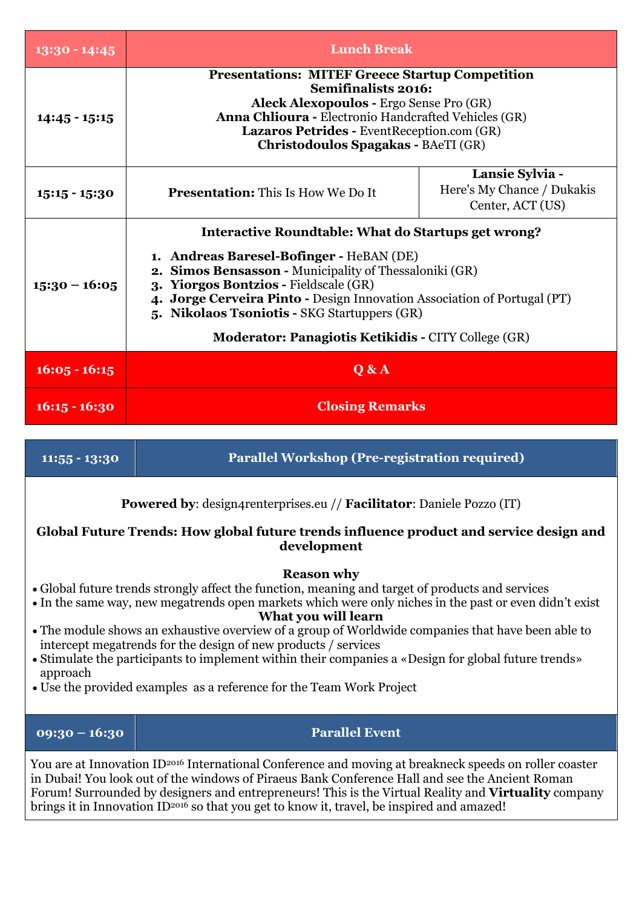| | |
|---|---|
| **13:30 - 14:45** | **Lunch Break** |
| **14:45 - 15:15** | **Presentations: MITEF Greece Startup Competition Semifinalists 2016:**<br>**Aleck Alexopoulos -** Ergo Sense Pro (GR)<br>**Anna Chlioura -** Electronio Handcrafted Vehicles (GR)<br>**Lazaros Petrides -** EventReception.com (GR)<br>**Christodoulos Spagakas -** BAeTI (GR) |
| **15:15 - 15:30** | **Presentation:** This Is How We Do It — **Lansie Sylvia -** Here's My Chance / Dukakis Center, ACT (US) |
| **15:30 – 16:05** | **Interactive Roundtable: What do Startups get wrong?**<br>1. **Andreas Baresel-Bofinger -** HeBAN (DE)<br>2. **Simos Bensasson -** Municipality of Thessaloniki (GR)<br>3. **Yiorgos Bontzios -** Fieldscale (GR)<br>4. **Jorge Cerveira Pinto -** Design Innovation Association of Portugal (PT)<br>5. **Nikolaos Tsoniotis -** SKG Startuppers (GR)<br>**Moderator: Panagiotis Ketikidis -** CITY College (GR) |
| **16:05 - 16:15** | **Q & A** |
| **16:15 - 16:30** | **Closing Remarks** |

| | |
|---|---|
| **11:55 - 13:30** | **Parallel Workshop (Pre-registration required)** |

**Powered by**: design4renterprises.eu // **Facilitator**: Daniele Pozzo (IT)

**Global Future Trends: How global future trends influence product and service design and development**

**Reason why**

- Global future trends strongly affect the function, meaning and target of products and services
- In the same way, new megatrends open markets which were only niches in the past or even didn't exist

**What you will learn**

- The module shows an exhaustive overview of a group of Worldwide companies that have been able to intercept megatrends for the design of new products / services
- Stimulate the participants to implement within their companies a «Design for global future trends» approach
- Use the provided examples as a reference for the Team Work Project

| | |
|---|---|
| **09:30 – 16:30** | **Parallel Event** |

You are at Innovation ID2016 International Conference and moving at breakneck speeds on roller coaster in Dubai! You look out of the windows of Piraeus Bank Conference Hall and see the Ancient Roman Forum! Surrounded by designers and entrepreneurs! This is the Virtual Reality and **Virtuality** company brings it in Innovation ID2016 so that you get to know it, travel, be inspired and amazed!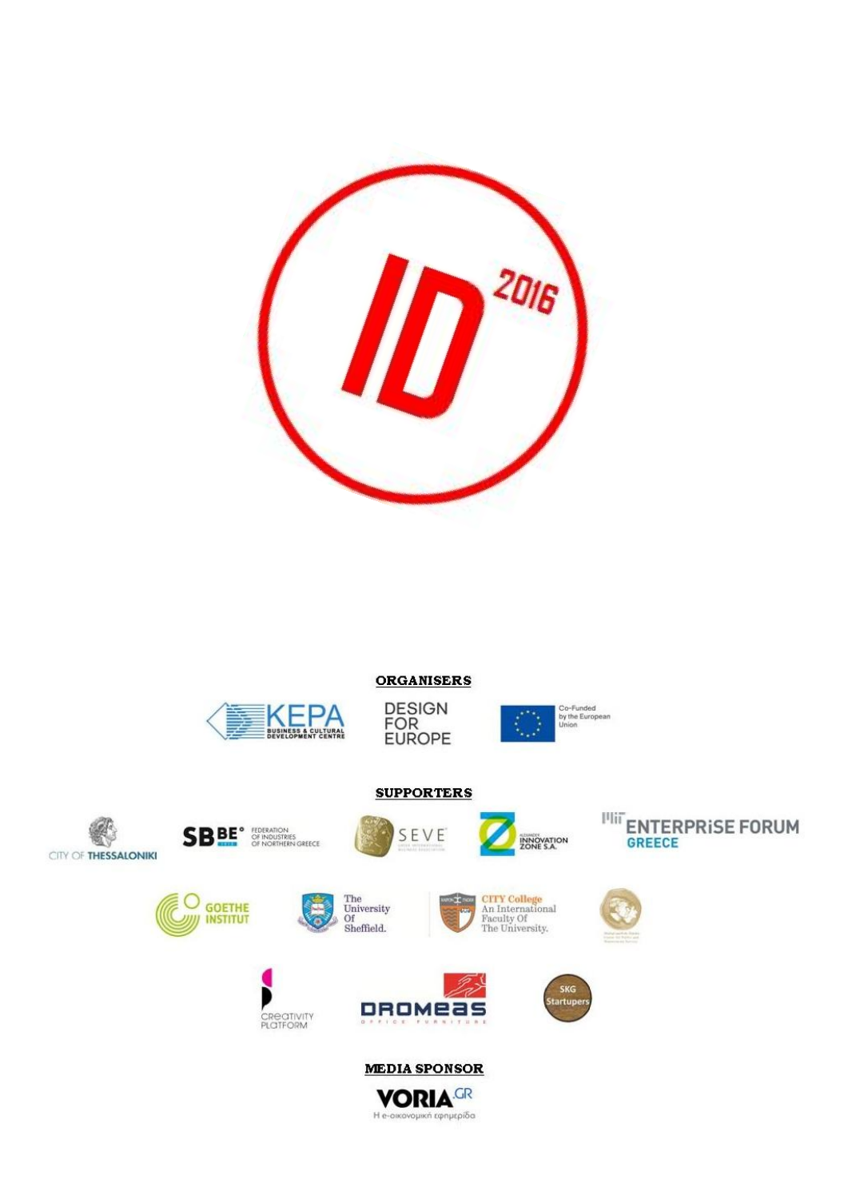ID 2016

**ORGANISERS**

KEPA BUSINESS & CULTURAL DEVELOPMENT CENTRE

DESIGN FOR EUROPE

Co-Funded by the European Union

**SUPPORTERS**

CITY OF THESSALONIKI

SBBE FEDERATION OF INDUSTRIES OF NORTHERN GREECE

SEVE

INNOVATION ZONE S.A.

MIT ENTERPRISE FORUM GREECE

GOETHE INSTITUT

The University Of Sheffield.

CITY College An International Faculty Of The University.

Creativity Platform

DROMEAS OFFICE FURNITURE

SKG Startupers

**MEDIA SPONSOR**

VORIA.GR

Η e-οικονομική εφημερίδα